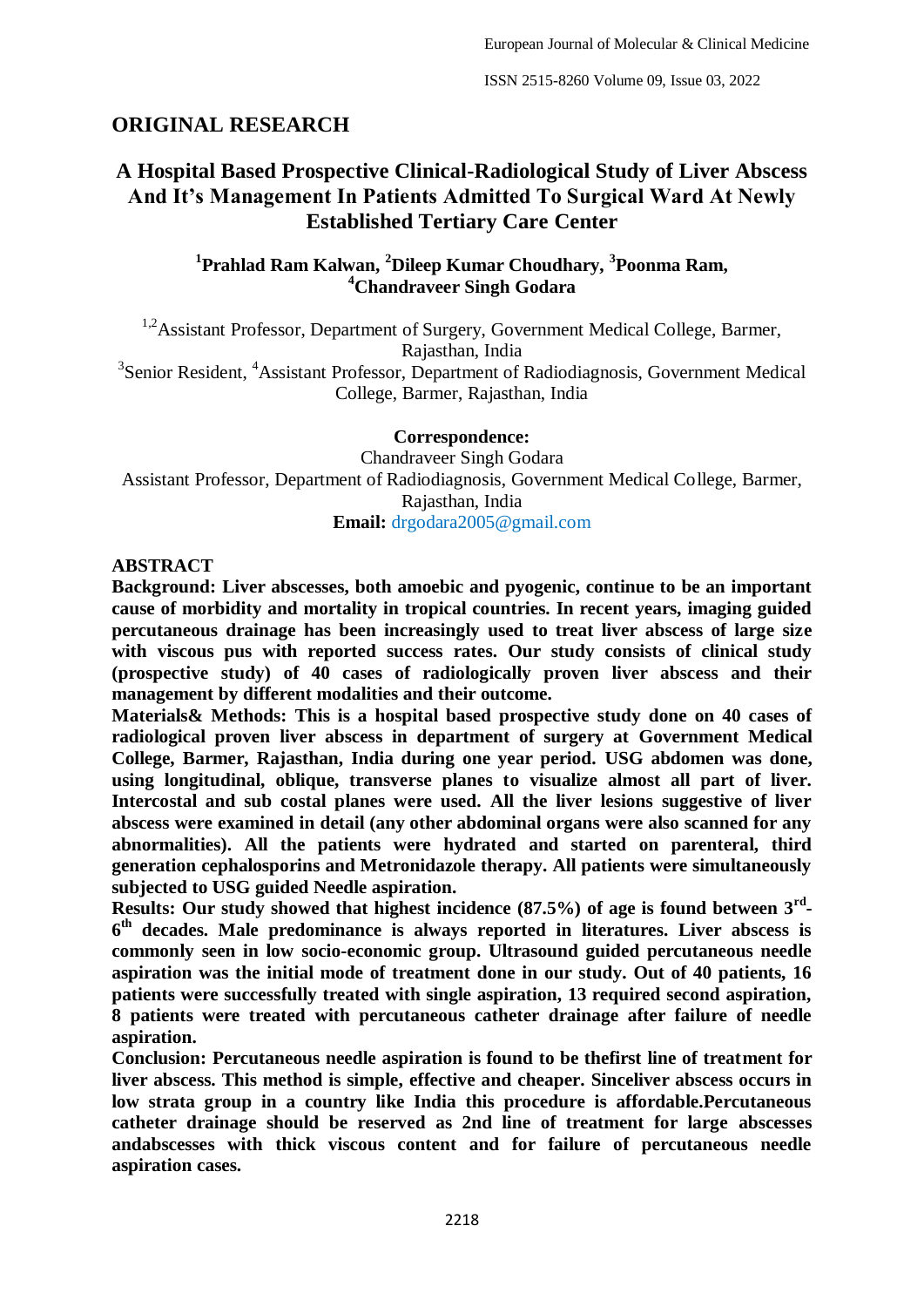## ORIGINAL RESEARCH

# A Hospital Based Prospective Clinical-Radiological Study of Liver Abscess And It's Management In Patients Admitted To Surgical Ward At Newly Established Tertiary Care Center

**[1]Prahlad Ram Kalwan, [2]Dileep Kumar Choudhary, [3]Poonma Ram, [4]Chandraveer Singh Godara**

[1,2]Assistant Professor, Department of Surgery, Government Medical College, Barmer, Rajasthan, India

[3]Senior Resident, [4]Assistant Professor, Department of Radiodiagnosis, Government Medical College, Barmer, Rajasthan, India

**Correspondence:**

Chandraveer Singh Godara

Assistant Professor, Department of Radiodiagnosis, Government Medical College, Barmer, Rajasthan, India

**Email:** drgodara2005@gmail.com

## ABSTRACT

**Background: Liver abscesses, both amoebic and pyogenic, continue to be an important cause of morbidity and mortality in tropical countries. In recent years, imaging guided percutaneous drainage has been increasingly used to treat liver abscess of large size with viscous pus with reported success rates. Our study consists of clinical study (prospective study) of 40 cases of radiologically proven liver abscess and their management by different modalities and their outcome.**

**Materials& Methods: This is a hospital based prospective study done on 40 cases of radiological proven liver abscess in department of surgery at Government Medical College, Barmer, Rajasthan, India during one year period. USG abdomen was done, using longitudinal, oblique, transverse planes to visualize almost all part of liver. Intercostal and sub costal planes were used. All the liver lesions suggestive of liver abscess were examined in detail (any other abdominal organs were also scanned for any abnormalities). All the patients were hydrated and started on parenteral, third generation cephalosporins and Metronidazole therapy. All patients were simultaneously subjected to USG guided Needle aspiration.**

**Results: Our study showed that highest incidence (87.5%) of age is found between 3rd-6th decades. Male predominance is always reported in literatures. Liver abscess is commonly seen in low socio-economic group. Ultrasound guided percutaneous needle aspiration was the initial mode of treatment done in our study. Out of 40 patients, 16 patients were successfully treated with single aspiration, 13 required second aspiration, 8 patients were treated with percutaneous catheter drainage after failure of needle aspiration.**

**Conclusion: Percutaneous needle aspiration is found to be thefirst line of treatment for liver abscess. This method is simple, effective and cheaper. Sinceliver abscess occurs in low strata group in a country like India this procedure is affordable.Percutaneous catheter drainage should be reserved as 2nd line of treatment for large abscesses andabscesses with thick viscous content and for failure of percutaneous needle aspiration cases.**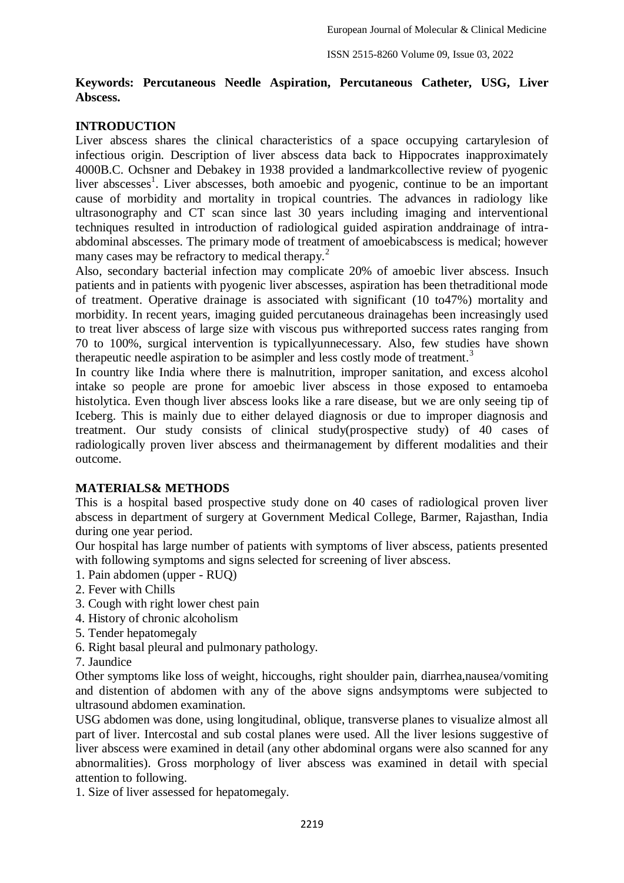**Keywords: Percutaneous Needle Aspiration, Percutaneous Catheter, USG, Liver Abscess.**

## INTRODUCTION

Liver abscess shares the clinical characteristics of a space occupying cartarylesion of infectious origin. Description of liver abscess data back to Hippocrates inapproximately 4000B.C. Ochsner and Debakey in 1938 provided a landmarkcollective review of pyogenic liver abscesses[1]. Liver abscesses, both amoebic and pyogenic, continue to be an important cause of morbidity and mortality in tropical countries. The advances in radiology like ultrasonography and CT scan since last 30 years including imaging and interventional techniques resulted in introduction of radiological guided aspiration anddrainage of intra-abdominal abscesses. The primary mode of treatment of amoebicabscess is medical; however many cases may be refractory to medical therapy.[2]

Also, secondary bacterial infection may complicate 20% of amoebic liver abscess. Insuch patients and in patients with pyogenic liver abscesses, aspiration has been thetraditional mode of treatment. Operative drainage is associated with significant (10 to47%) mortality and morbidity. In recent years, imaging guided percutaneous drainagehas been increasingly used to treat liver abscess of large size with viscous pus withreported success rates ranging from 70 to 100%, surgical intervention is typicallyunnecessary. Also, few studies have shown therapeutic needle aspiration to be asimpler and less costly mode of treatment.[3]

In country like India where there is malnutrition, improper sanitation, and excess alcohol intake so people are prone for amoebic liver abscess in those exposed to entamoeba histolytica. Even though liver abscess looks like a rare disease, but we are only seeing tip of Iceberg. This is mainly due to either delayed diagnosis or due to improper diagnosis and treatment. Our study consists of clinical study(prospective study) of 40 cases of radiologically proven liver abscess and theirmanagement by different modalities and their outcome.

## MATERIALS& METHODS

This is a hospital based prospective study done on 40 cases of radiological proven liver abscess in department of surgery at Government Medical College, Barmer, Rajasthan, India during one year period.

Our hospital has large number of patients with symptoms of liver abscess, patients presented with following symptoms and signs selected for screening of liver abscess.

1. Pain abdomen (upper - RUQ)
2. Fever with Chills
3. Cough with right lower chest pain
4. History of chronic alcoholism
5. Tender hepatomegaly
6. Right basal pleural and pulmonary pathology.
7. Jaundice

Other symptoms like loss of weight, hiccoughs, right shoulder pain, diarrhea,nausea/vomiting and distention of abdomen with any of the above signs andsymptoms were subjected to ultrasound abdomen examination.

USG abdomen was done, using longitudinal, oblique, transverse planes to visualize almost all part of liver. Intercostal and sub costal planes were used. All the liver lesions suggestive of liver abscess were examined in detail (any other abdominal organs were also scanned for any abnormalities). Gross morphology of liver abscess was examined in detail with special attention to following.

1. Size of liver assessed for hepatomegaly.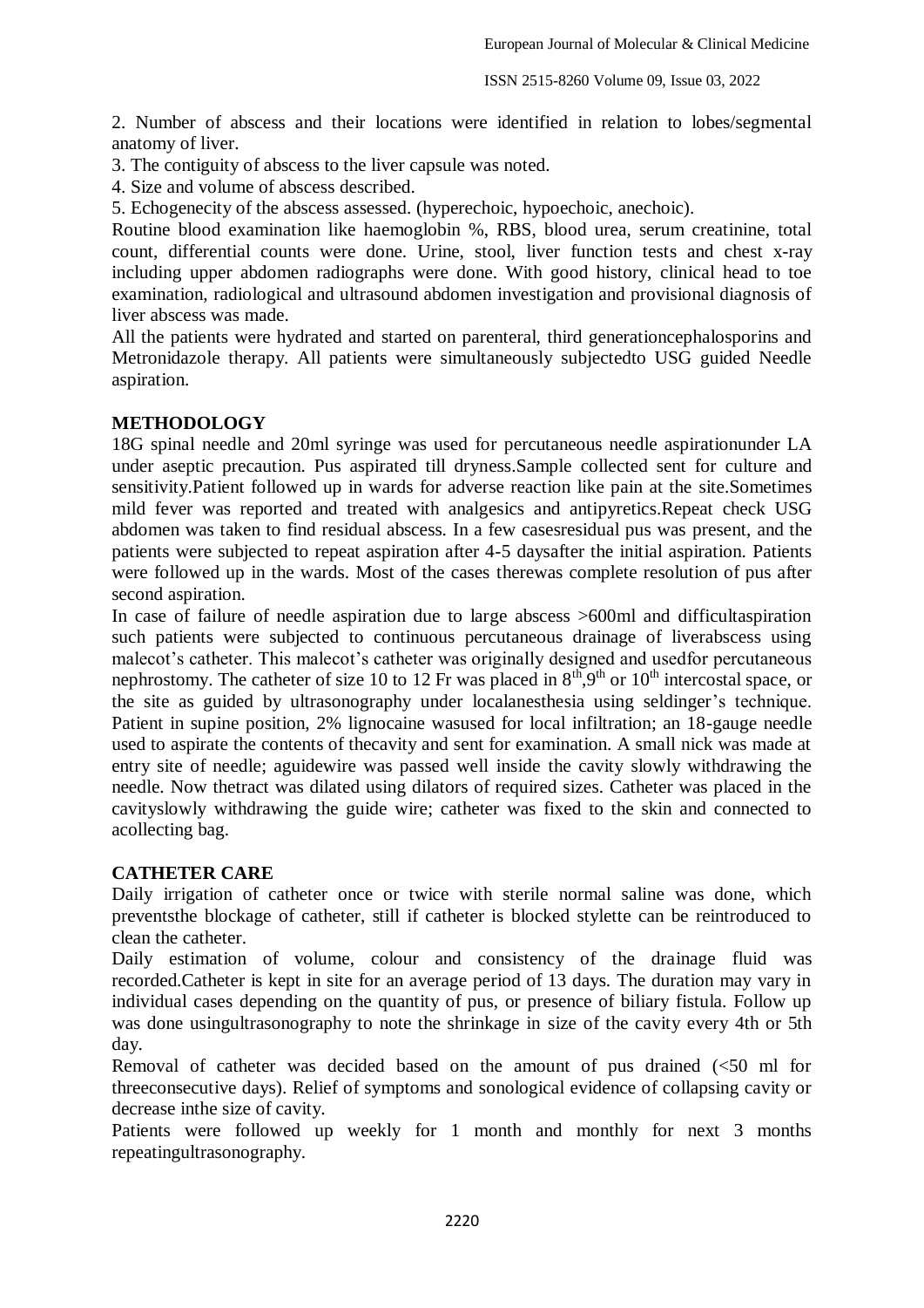2. Number of abscess and their locations were identified in relation to lobes/segmental anatomy of liver.
3. The contiguity of abscess to the liver capsule was noted.
4. Size and volume of abscess described.
5. Echogenecity of the abscess assessed. (hyperechoic, hypoechoic, anechoic).

Routine blood examination like haemoglobin %, RBS, blood urea, serum creatinine, total count, differential counts were done. Urine, stool, liver function tests and chest x-ray including upper abdomen radiographs were done. With good history, clinical head to toe examination, radiological and ultrasound abdomen investigation and provisional diagnosis of liver abscess was made.

All the patients were hydrated and started on parenteral, third generationcephalosporins and Metronidazole therapy. All patients were simultaneously subjectedto USG guided Needle aspiration.

## METHODOLOGY

18G spinal needle and 20ml syringe was used for percutaneous needle aspirationunder LA under aseptic precaution. Pus aspirated till dryness.Sample collected sent for culture and sensitivity.Patient followed up in wards for adverse reaction like pain at the site.Sometimes mild fever was reported and treated with analgesics and antipyretics.Repeat check USG abdomen was taken to find residual abscess. In a few casesresidual pus was present, and the patients were subjected to repeat aspiration after 4-5 daysafter the initial aspiration. Patients were followed up in the wards. Most of the cases therewas complete resolution of pus after second aspiration.

In case of failure of needle aspiration due to large abscess >600ml and difficultaspiration such patients were subjected to continuous percutaneous drainage of liverabscess using malecot's catheter. This malecot's catheter was originally designed and usedfor percutaneous nephrostomy. The catheter of size 10 to 12 Fr was placed in $8^{th}$,$9^{th}$ or $10^{th}$ intercostal space, or the site as guided by ultrasonography under localanesthesia using seldinger's technique. Patient in supine position, 2% lignocaine wasused for local infiltration; an 18-gauge needle used to aspirate the contents of thecavity and sent for examination. A small nick was made at entry site of needle; aguidewire was passed well inside the cavity slowly withdrawing the needle. Now thetract was dilated using dilators of required sizes. Catheter was placed in the cavityslowly withdrawing the guide wire; catheter was fixed to the skin and connected to acollecting bag.

## CATHETER CARE

Daily irrigation of catheter once or twice with sterile normal saline was done, which preventsthe blockage of catheter, still if catheter is blocked stylette can be reintroduced to clean the catheter.

Daily estimation of volume, colour and consistency of the drainage fluid was recorded.Catheter is kept in site for an average period of 13 days. The duration may vary in individual cases depending on the quantity of pus, or presence of biliary fistula. Follow up was done usingultrasonography to note the shrinkage in size of the cavity every 4th or 5th day.

Removal of catheter was decided based on the amount of pus drained (<50 ml for threeconsecutive days). Relief of symptoms and sonological evidence of collapsing cavity or decrease inthe size of cavity.

Patients were followed up weekly for 1 month and monthly for next 3 months repeatingultrasonography.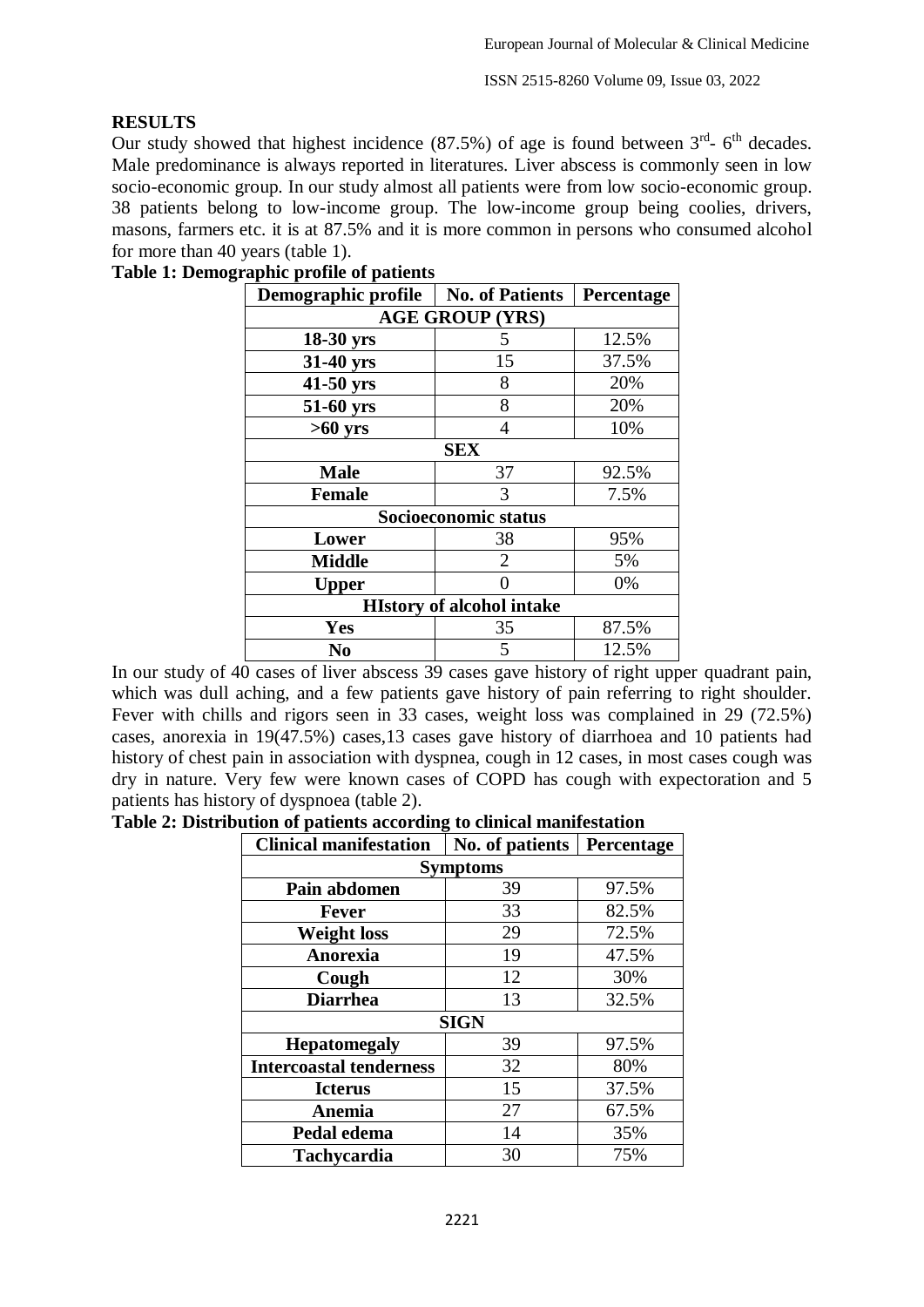## RESULTS

Our study showed that highest incidence (87.5%) of age is found between 3rd- 6th decades. Male predominance is always reported in literatures. Liver abscess is commonly seen in low socio-economic group. In our study almost all patients were from low socio-economic group. 38 patients belong to low-income group. The low-income group being coolies, drivers, masons, farmers etc. it is at 87.5% and it is more common in persons who consumed alcohol for more than 40 years (table 1).

**Table 1: Demographic profile of patients**

| Demographic profile | No. of Patients | Percentage |
|---|---|---|
| **AGE GROUP (YRS)** | | |
| 18-30 yrs | 5 | 12.5% |
| 31-40 yrs | 15 | 37.5% |
| 41-50 yrs | 8 | 20% |
| 51-60 yrs | 8 | 20% |
| >60 yrs | 4 | 10% |
| **SEX** | | |
| Male | 37 | 92.5% |
| Female | 3 | 7.5% |
| **Socioeconomic status** | | |
| Lower | 38 | 95% |
| Middle | 2 | 5% |
| Upper | 0 | 0% |
| **HIstory of alcohol intake** | | |
| Yes | 35 | 87.5% |
| No | 5 | 12.5% |

In our study of 40 cases of liver abscess 39 cases gave history of right upper quadrant pain, which was dull aching, and a few patients gave history of pain referring to right shoulder. Fever with chills and rigors seen in 33 cases, weight loss was complained in 29 (72.5%) cases, anorexia in 19(47.5%) cases,13 cases gave history of diarrhoea and 10 patients had history of chest pain in association with dyspnea, cough in 12 cases, in most cases cough was dry in nature. Very few were known cases of COPD has cough with expectoration and 5 patients has history of dyspnoea (table 2).

**Table 2: Distribution of patients according to clinical manifestation**

| Clinical manifestation | No. of patients | Percentage |
|---|---|---|
| **Symptoms** | | |
| Pain abdomen | 39 | 97.5% |
| Fever | 33 | 82.5% |
| Weight loss | 29 | 72.5% |
| Anorexia | 19 | 47.5% |
| Cough | 12 | 30% |
| Diarrhea | 13 | 32.5% |
| **SIGN** | | |
| Hepatomegaly | 39 | 97.5% |
| Intercoastal tenderness | 32 | 80% |
| Icterus | 15 | 37.5% |
| Anemia | 27 | 67.5% |
| Pedal edema | 14 | 35% |
| Tachycardia | 30 | 75% |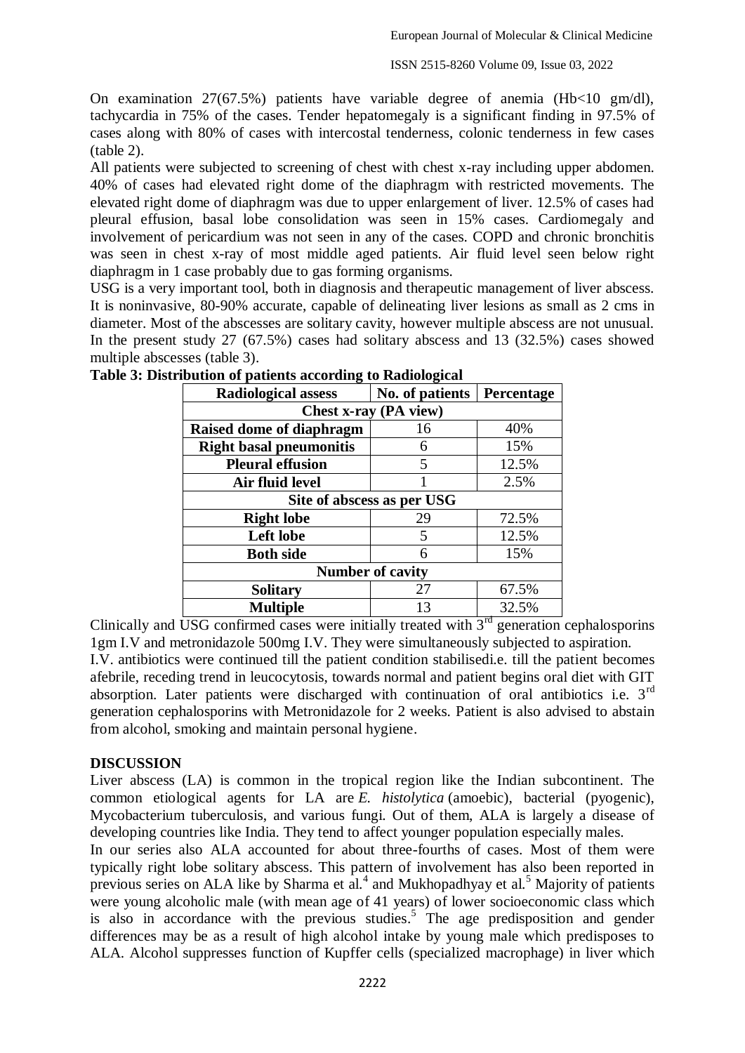On examination 27(67.5%) patients have variable degree of anemia (Hb<10 gm/dl), tachycardia in 75% of the cases. Tender hepatomegaly is a significant finding in 97.5% of cases along with 80% of cases with intercostal tenderness, colonic tenderness in few cases (table 2).

All patients were subjected to screening of chest with chest x-ray including upper abdomen. 40% of cases had elevated right dome of the diaphragm with restricted movements. The elevated right dome of diaphragm was due to upper enlargement of liver. 12.5% of cases had pleural effusion, basal lobe consolidation was seen in 15% cases. Cardiomegaly and involvement of pericardium was not seen in any of the cases. COPD and chronic bronchitis was seen in chest x-ray of most middle aged patients. Air fluid level seen below right diaphragm in 1 case probably due to gas forming organisms.

USG is a very important tool, both in diagnosis and therapeutic management of liver abscess. It is noninvasive, 80-90% accurate, capable of delineating liver lesions as small as 2 cms in diameter. Most of the abscesses are solitary cavity, however multiple abscess are not unusual. In the present study 27 (67.5%) cases had solitary abscess and 13 (32.5%) cases showed multiple abscesses (table 3).

**Table 3: Distribution of patients according to Radiological**

| Radiological assess | No. of patients | Percentage |
|---|---|---|
| **Chest x-ray (PA view)** | | |
| Raised dome of diaphragm | 16 | 40% |
| Right basal pneumonitis | 6 | 15% |
| Pleural effusion | 5 | 12.5% |
| Air fluid level | 1 | 2.5% |
| **Site of abscess as per USG** | | |
| Right lobe | 29 | 72.5% |
| Left lobe | 5 | 12.5% |
| Both side | 6 | 15% |
| **Number of cavity** | | |
| Solitary | 27 | 67.5% |
| Multiple | 13 | 32.5% |

Clinically and USG confirmed cases were initially treated with 3rd generation cephalosporins 1gm I.V and metronidazole 500mg I.V. They were simultaneously subjected to aspiration.

I.V. antibiotics were continued till the patient condition stabilisedi.e. till the patient becomes afebrile, receding trend in leucocytosis, towards normal and patient begins oral diet with GIT absorption. Later patients were discharged with continuation of oral antibiotics i.e. 3rd generation cephalosporins with Metronidazole for 2 weeks. Patient is also advised to abstain from alcohol, smoking and maintain personal hygiene.

## DISCUSSION

Liver abscess (LA) is common in the tropical region like the Indian subcontinent. The common etiological agents for LA are *E. histolytica* (amoebic), bacterial (pyogenic), Mycobacterium tuberculosis, and various fungi. Out of them, ALA is largely a disease of developing countries like India. They tend to affect younger population especially males.

In our series also ALA accounted for about three-fourths of cases. Most of them were typically right lobe solitary abscess. This pattern of involvement has also been reported in previous series on ALA like by Sharma et al.[4] and Mukhopadhyay et al.[5] Majority of patients were young alcoholic male (with mean age of 41 years) of lower socioeconomic class which is also in accordance with the previous studies.[5] The age predisposition and gender differences may be as a result of high alcohol intake by young male which predisposes to ALA. Alcohol suppresses function of Kupffer cells (specialized macrophage) in liver which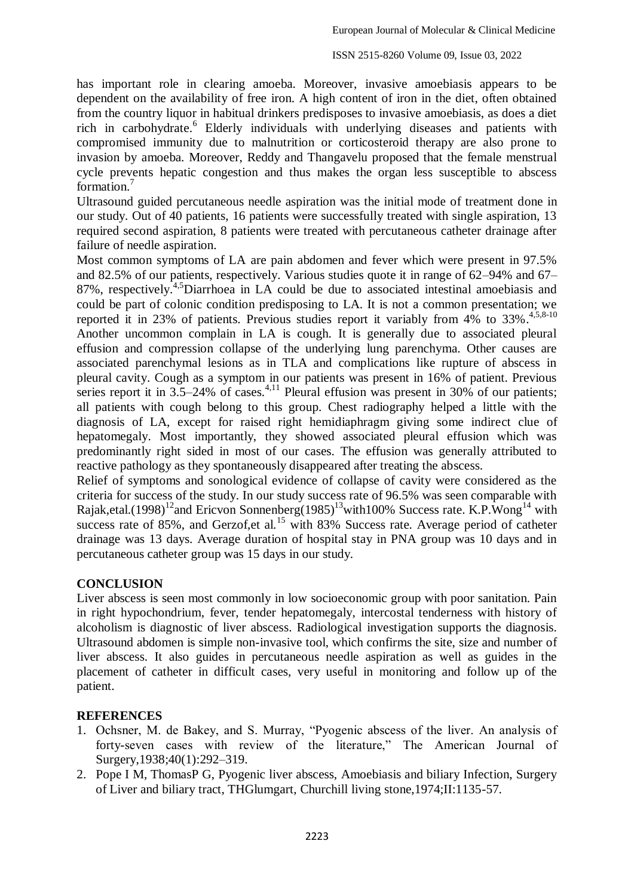has important role in clearing amoeba. Moreover, invasive amoebiasis appears to be dependent on the availability of free iron. A high content of iron in the diet, often obtained from the country liquor in habitual drinkers predisposes to invasive amoebiasis, as does a diet rich in carbohydrate.[6] Elderly individuals with underlying diseases and patients with compromised immunity due to malnutrition or corticosteroid therapy are also prone to invasion by amoeba. Moreover, Reddy and Thangavelu proposed that the female menstrual cycle prevents hepatic congestion and thus makes the organ less susceptible to abscess formation.[7]

Ultrasound guided percutaneous needle aspiration was the initial mode of treatment done in our study. Out of 40 patients, 16 patients were successfully treated with single aspiration, 13 required second aspiration, 8 patients were treated with percutaneous catheter drainage after failure of needle aspiration.

Most common symptoms of LA are pain abdomen and fever which were present in 97.5% and 82.5% of our patients, respectively. Various studies quote it in range of 62–94% and 67–87%, respectively.[4,5]Diarrhoea in LA could be due to associated intestinal amoebiasis and could be part of colonic condition predisposing to LA. It is not a common presentation; we reported it in 23% of patients. Previous studies report it variably from 4% to 33%.[4,5,8-10]

Another uncommon complain in LA is cough. It is generally due to associated pleural effusion and compression collapse of the underlying lung parenchyma. Other causes are associated parenchymal lesions as in TLA and complications like rupture of abscess in pleural cavity. Cough as a symptom in our patients was present in 16% of patient. Previous series report it in 3.5–24% of cases.[4,11] Pleural effusion was present in 30% of our patients; all patients with cough belong to this group. Chest radiography helped a little with the diagnosis of LA, except for raised right hemidiaphragm giving some indirect clue of hepatomegaly. Most importantly, they showed associated pleural effusion which was predominantly right sided in most of our cases. The effusion was generally attributed to reactive pathology as they spontaneously disappeared after treating the abscess.

Relief of symptoms and sonological evidence of collapse of cavity were considered as the criteria for success of the study. In our study success rate of 96.5% was seen comparable with Rajak,etal.(1998)[12]and Ericvon Sonnenberg(1985)[13]with100% Success rate. K.P.Wong[14] with success rate of 85%, and Gerzof,et al.[15] with 83% Success rate. Average period of catheter drainage was 13 days. Average duration of hospital stay in PNA group was 10 days and in percutaneous catheter group was 15 days in our study.

## CONCLUSION

Liver abscess is seen most commonly in low socioeconomic group with poor sanitation. Pain in right hypochondrium, fever, tender hepatomegaly, intercostal tenderness with history of alcoholism is diagnostic of liver abscess. Radiological investigation supports the diagnosis. Ultrasound abdomen is simple non-invasive tool, which confirms the site, size and number of liver abscess. It also guides in percutaneous needle aspiration as well as guides in the placement of catheter in difficult cases, very useful in monitoring and follow up of the patient.

## REFERENCES

1. Ochsner, M. de Bakey, and S. Murray, "Pyogenic abscess of the liver. An analysis of forty-seven cases with review of the literature," The American Journal of Surgery,1938;40(1):292–319.
2. Pope I M, ThomasP G, Pyogenic liver abscess, Amoebiasis and biliary Infection, Surgery of Liver and biliary tract, THGlumgart, Churchill living stone,1974;II:1135-57.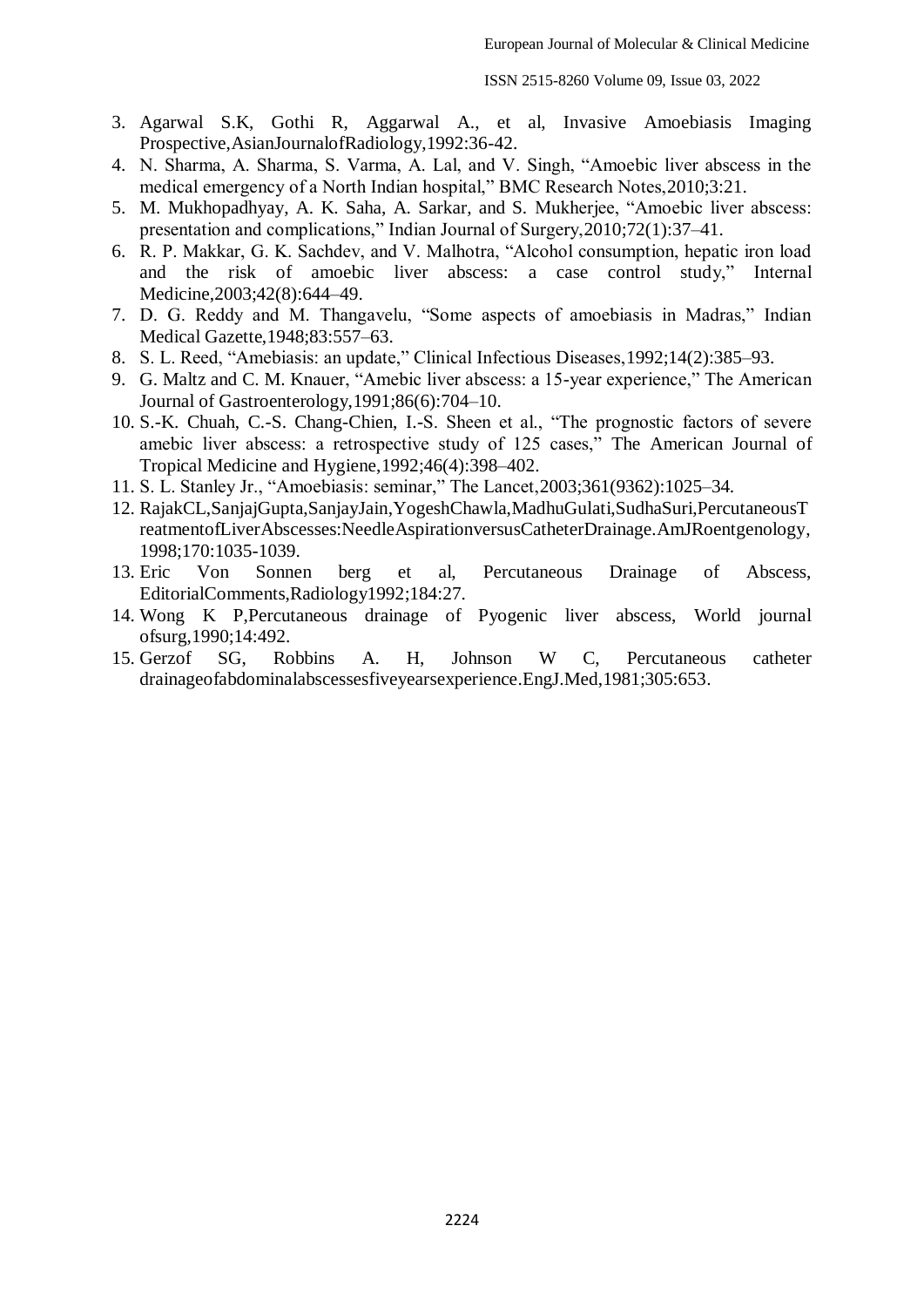3. Agarwal S.K, Gothi R, Aggarwal A., et al, Invasive Amoebiasis Imaging Prospective,AsianJournalofRadiology,1992:36-42.
4. N. Sharma, A. Sharma, S. Varma, A. Lal, and V. Singh, “Amoebic liver abscess in the medical emergency of a North Indian hospital,” BMC Research Notes,2010;3:21.
5. M. Mukhopadhyay, A. K. Saha, A. Sarkar, and S. Mukherjee, “Amoebic liver abscess: presentation and complications,” Indian Journal of Surgery,2010;72(1):37–41.
6. R. P. Makkar, G. K. Sachdev, and V. Malhotra, “Alcohol consumption, hepatic iron load and the risk of amoebic liver abscess: a case control study,” Internal Medicine,2003;42(8):644–49.
7. D. G. Reddy and M. Thangavelu, “Some aspects of amoebiasis in Madras,” Indian Medical Gazette,1948;83:557–63.
8. S. L. Reed, “Amebiasis: an update,” Clinical Infectious Diseases,1992;14(2):385–93.
9. G. Maltz and C. M. Knauer, “Amebic liver abscess: a 15-year experience,” The American Journal of Gastroenterology,1991;86(6):704–10.
10. S.-K. Chuah, C.-S. Chang-Chien, I.-S. Sheen et al., “The prognostic factors of severe amebic liver abscess: a retrospective study of 125 cases,” The American Journal of Tropical Medicine and Hygiene,1992;46(4):398–402.
11. S. L. Stanley Jr., “Amoebiasis: seminar,” The Lancet,2003;361(9362):1025–34.
12. RajakCL,SanjajGupta,SanjayJain,YogeshChawla,MadhuGulati,SudhaSuri,PercutaneousTreatmentofLiverAbscesses:NeedleAspirationversusCatheterDrainage.AmJRoentgenology, 1998;170:1035-1039.
13. Eric Von Sonnen berg et al, Percutaneous Drainage of Abscess, EditorialComments,Radiology1992;184:27.
14. Wong K P,Percutaneous drainage of Pyogenic liver abscess, World journal ofsurg,1990;14:492.
15. Gerzof SG, Robbins A. H, Johnson W C, Percutaneous catheter drainageofabdominalabscessesfiveyearsexperience.EngJ.Med,1981;305:653.